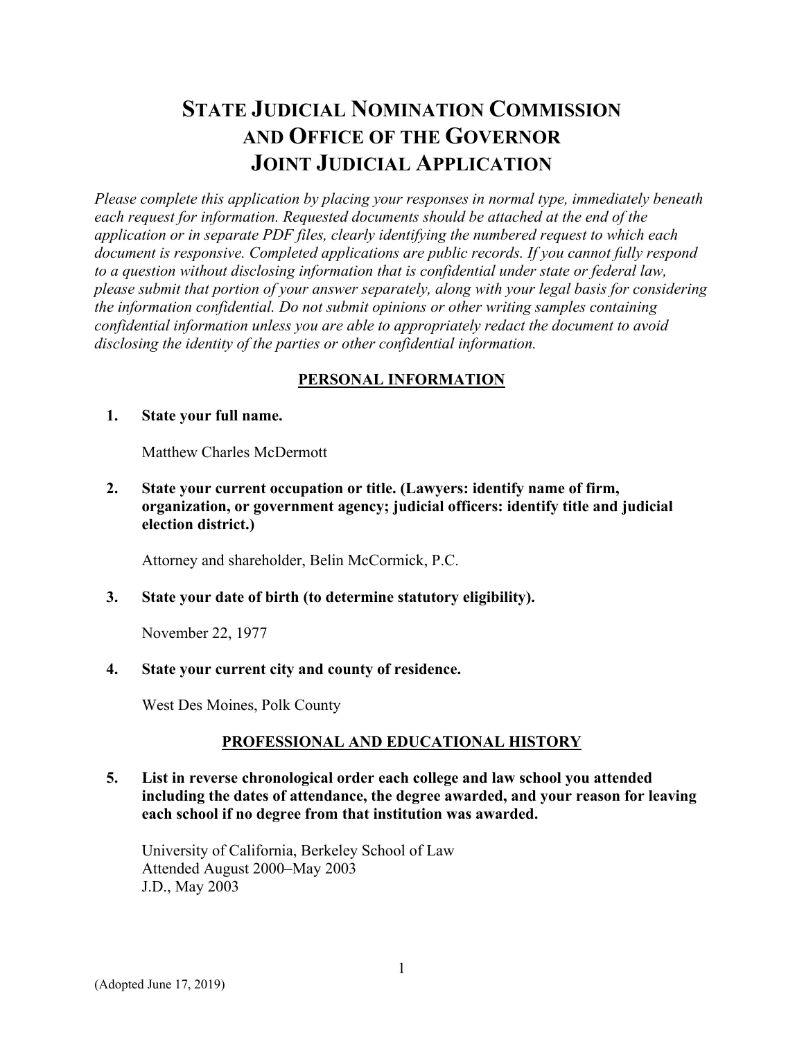# STATE JUDICIAL NOMINATION COMMISSION AND OFFICE OF THE GOVERNOR JOINT JUDICIAL APPLICATION

*Please complete this application by placing your responses in normal type, immediately beneath each request for information. Requested documents should be attached at the end of the application or in separate PDF files, clearly identifying the numbered request to which each document is responsive. Completed applications are public records. If you cannot fully respond to a question without disclosing information that is confidential under state or federal law, please submit that portion of your answer separately, along with your legal basis for considering the information confidential. Do not submit opinions or other writing samples containing confidential information unless you are able to appropriately redact the document to avoid disclosing the identity of the parties or other confidential information.*

## PERSONAL INFORMATION

**1. State your full name.**

Matthew Charles McDermott

**2. State your current occupation or title. (Lawyers: identify name of firm, organization, or government agency; judicial officers: identify title and judicial election district.)**

Attorney and shareholder, Belin McCormick, P.C.

**3. State your date of birth (to determine statutory eligibility).**

November 22, 1977

**4. State your current city and county of residence.**

West Des Moines, Polk County

## PROFESSIONAL AND EDUCATIONAL HISTORY

**5. List in reverse chronological order each college and law school you attended including the dates of attendance, the degree awarded, and your reason for leaving each school if no degree from that institution was awarded.**

University of California, Berkeley School of Law
Attended August 2000–May 2003
J.D., May 2003

(Adopted June 17, 2019)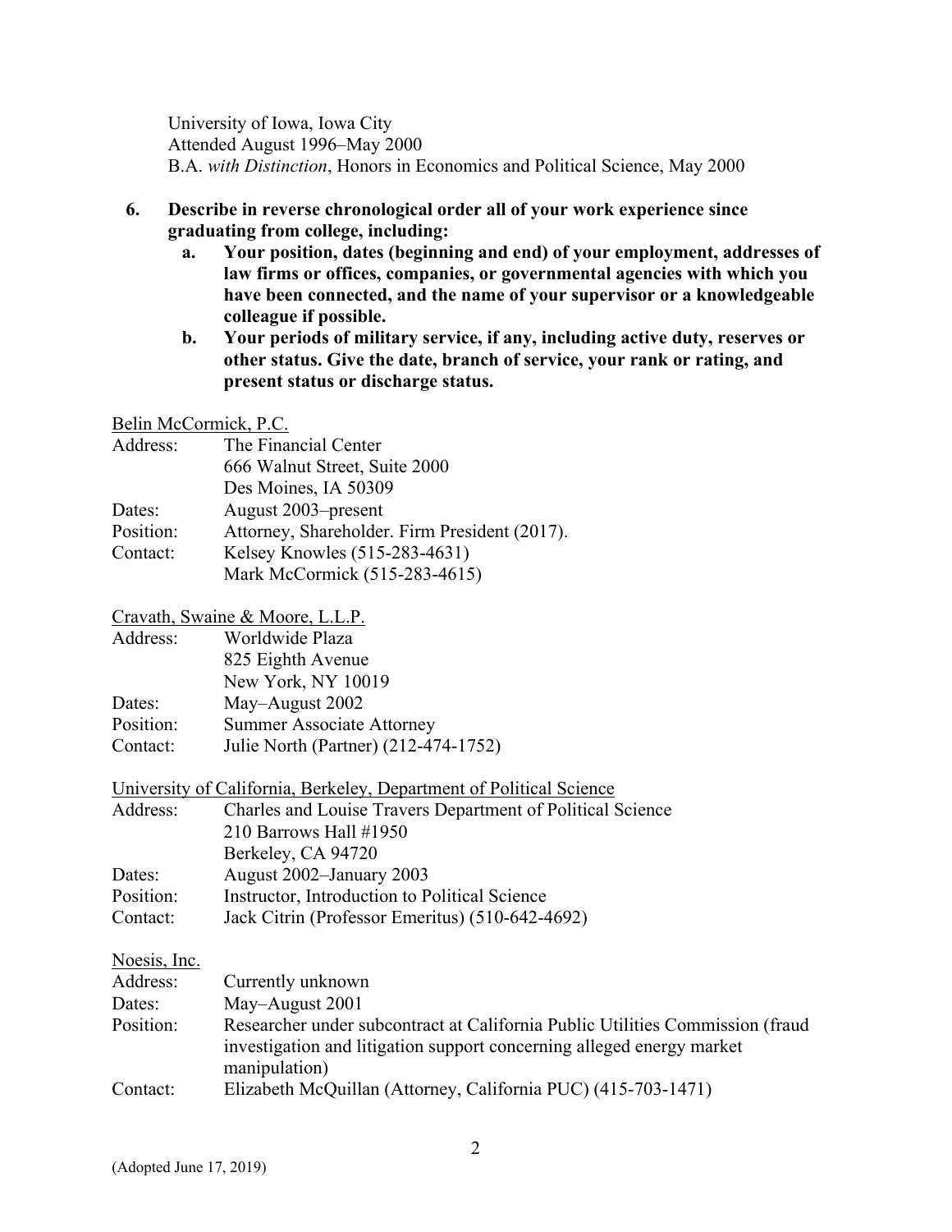University of Iowa, Iowa City
Attended August 1996–May 2000
B.A. *with Distinction*, Honors in Economics and Political Science, May 2000

6. **Describe in reverse chronological order all of your work experience since graduating from college, including:**
   a. **Your position, dates (beginning and end) of your employment, addresses of law firms or offices, companies, or governmental agencies with which you have been connected, and the name of your supervisor or a knowledgeable colleague if possible.**
   b. **Your periods of military service, if any, including active duty, reserves or other status. Give the date, branch of service, your rank or rating, and present status or discharge status.**

<u>Belin McCormick, P.C.</u>

Address: The Financial Center
666 Walnut Street, Suite 2000
Des Moines, IA 50309
Dates: August 2003–present
Position: Attorney, Shareholder. Firm President (2017).
Contact: Kelsey Knowles (515-283-4631)
Mark McCormick (515-283-4615)

<u>Cravath, Swaine & Moore, L.L.P.</u>

Address: Worldwide Plaza
825 Eighth Avenue
New York, NY 10019
Dates: May–August 2002
Position: Summer Associate Attorney
Contact: Julie North (Partner) (212-474-1752)

<u>University of California, Berkeley, Department of Political Science</u>

Address: Charles and Louise Travers Department of Political Science
210 Barrows Hall #1950
Berkeley, CA 94720
Dates: August 2002–January 2003
Position: Instructor, Introduction to Political Science
Contact: Jack Citrin (Professor Emeritus) (510-642-4692)

<u>Noesis, Inc.</u>

Address: Currently unknown
Dates: May–August 2001
Position: Researcher under subcontract at California Public Utilities Commission (fraud investigation and litigation support concerning alleged energy market manipulation)
Contact: Elizabeth McQuillan (Attorney, California PUC) (415-703-1471)

(Adopted June 17, 2019)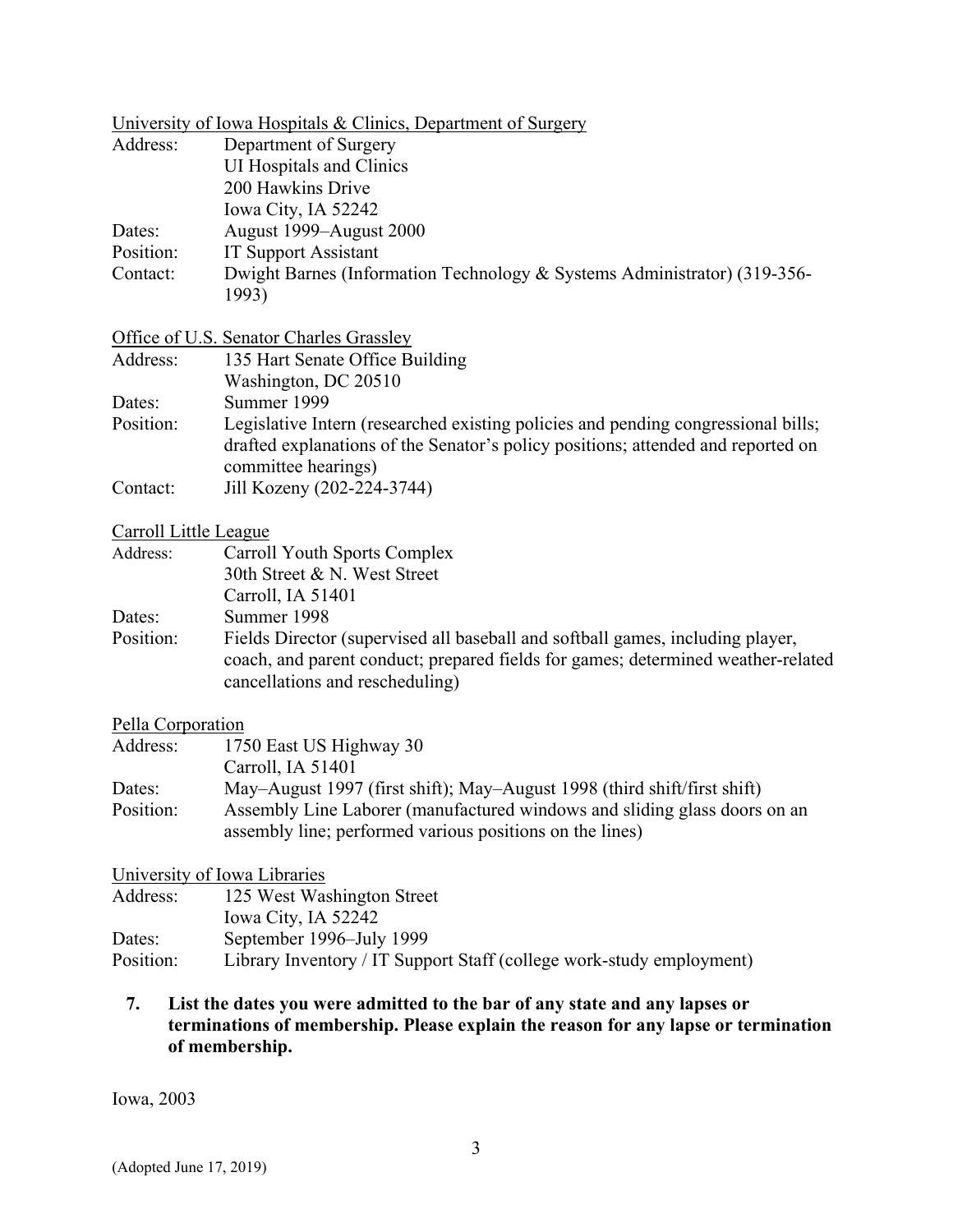<u>University of Iowa Hospitals & Clinics, Department of Surgery</u>

Address: Department of Surgery
UI Hospitals and Clinics
200 Hawkins Drive
Iowa City, IA 52242
Dates: August 1999–August 2000
Position: IT Support Assistant
Contact: Dwight Barnes (Information Technology & Systems Administrator) (319-356-1993)

<u>Office of U.S. Senator Charles Grassley</u>

Address: 135 Hart Senate Office Building
Washington, DC 20510
Dates: Summer 1999
Position: Legislative Intern (researched existing policies and pending congressional bills; drafted explanations of the Senator's policy positions; attended and reported on committee hearings)
Contact: Jill Kozeny (202-224-3744)

<u>Carroll Little League</u>

Address: Carroll Youth Sports Complex
30th Street & N. West Street
Carroll, IA 51401
Dates: Summer 1998
Position: Fields Director (supervised all baseball and softball games, including player, coach, and parent conduct; prepared fields for games; determined weather-related cancellations and rescheduling)

<u>Pella Corporation</u>

Address: 1750 East US Highway 30
Carroll, IA 51401
Dates: May–August 1997 (first shift); May–August 1998 (third shift/first shift)
Position: Assembly Line Laborer (manufactured windows and sliding glass doors on an assembly line; performed various positions on the lines)

<u>University of Iowa Libraries</u>

Address: 125 West Washington Street
Iowa City, IA 52242
Dates: September 1996–July 1999
Position: Library Inventory / IT Support Staff (college work-study employment)

**7. List the dates you were admitted to the bar of any state and any lapses or terminations of membership. Please explain the reason for any lapse or termination of membership.**

Iowa, 2003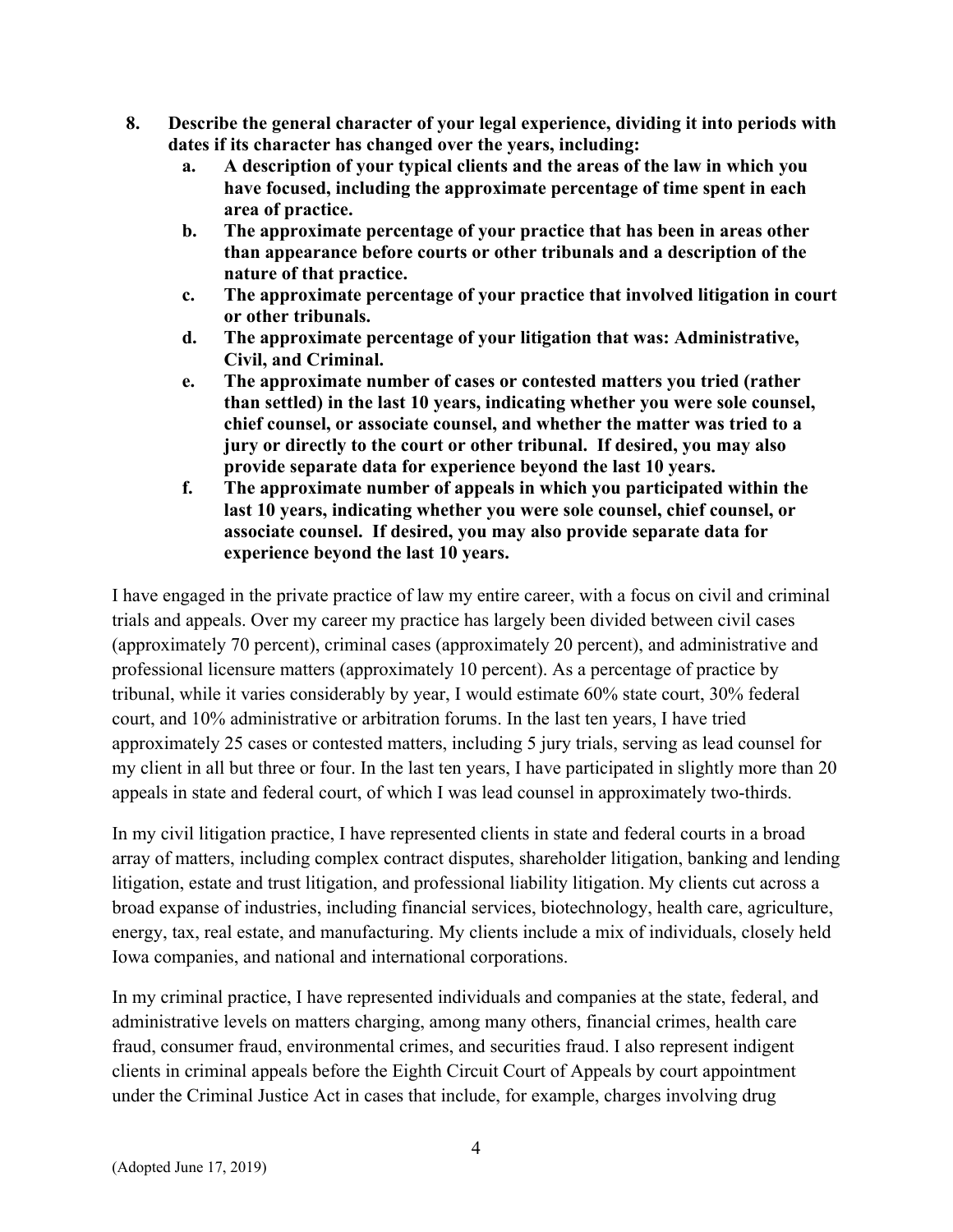**8. Describe the general character of your legal experience, dividing it into periods with dates if its character has changed over the years, including:**

  **a. A description of your typical clients and the areas of the law in which you have focused, including the approximate percentage of time spent in each area of practice.**

  **b. The approximate percentage of your practice that has been in areas other than appearance before courts or other tribunals and a description of the nature of that practice.**

  **c. The approximate percentage of your practice that involved litigation in court or other tribunals.**

  **d. The approximate percentage of your litigation that was: Administrative, Civil, and Criminal.**

  **e. The approximate number of cases or contested matters you tried (rather than settled) in the last 10 years, indicating whether you were sole counsel, chief counsel, or associate counsel, and whether the matter was tried to a jury or directly to the court or other tribunal. If desired, you may also provide separate data for experience beyond the last 10 years.**

  **f. The approximate number of appeals in which you participated within the last 10 years, indicating whether you were sole counsel, chief counsel, or associate counsel. If desired, you may also provide separate data for experience beyond the last 10 years.**

I have engaged in the private practice of law my entire career, with a focus on civil and criminal trials and appeals. Over my career my practice has largely been divided between civil cases (approximately 70 percent), criminal cases (approximately 20 percent), and administrative and professional licensure matters (approximately 10 percent). As a percentage of practice by tribunal, while it varies considerably by year, I would estimate 60% state court, 30% federal court, and 10% administrative or arbitration forums. In the last ten years, I have tried approximately 25 cases or contested matters, including 5 jury trials, serving as lead counsel for my client in all but three or four. In the last ten years, I have participated in slightly more than 20 appeals in state and federal court, of which I was lead counsel in approximately two-thirds.

In my civil litigation practice, I have represented clients in state and federal courts in a broad array of matters, including complex contract disputes, shareholder litigation, banking and lending litigation, estate and trust litigation, and professional liability litigation. My clients cut across a broad expanse of industries, including financial services, biotechnology, health care, agriculture, energy, tax, real estate, and manufacturing. My clients include a mix of individuals, closely held Iowa companies, and national and international corporations.

In my criminal practice, I have represented individuals and companies at the state, federal, and administrative levels on matters charging, among many others, financial crimes, health care fraud, consumer fraud, environmental crimes, and securities fraud. I also represent indigent clients in criminal appeals before the Eighth Circuit Court of Appeals by court appointment under the Criminal Justice Act in cases that include, for example, charges involving drug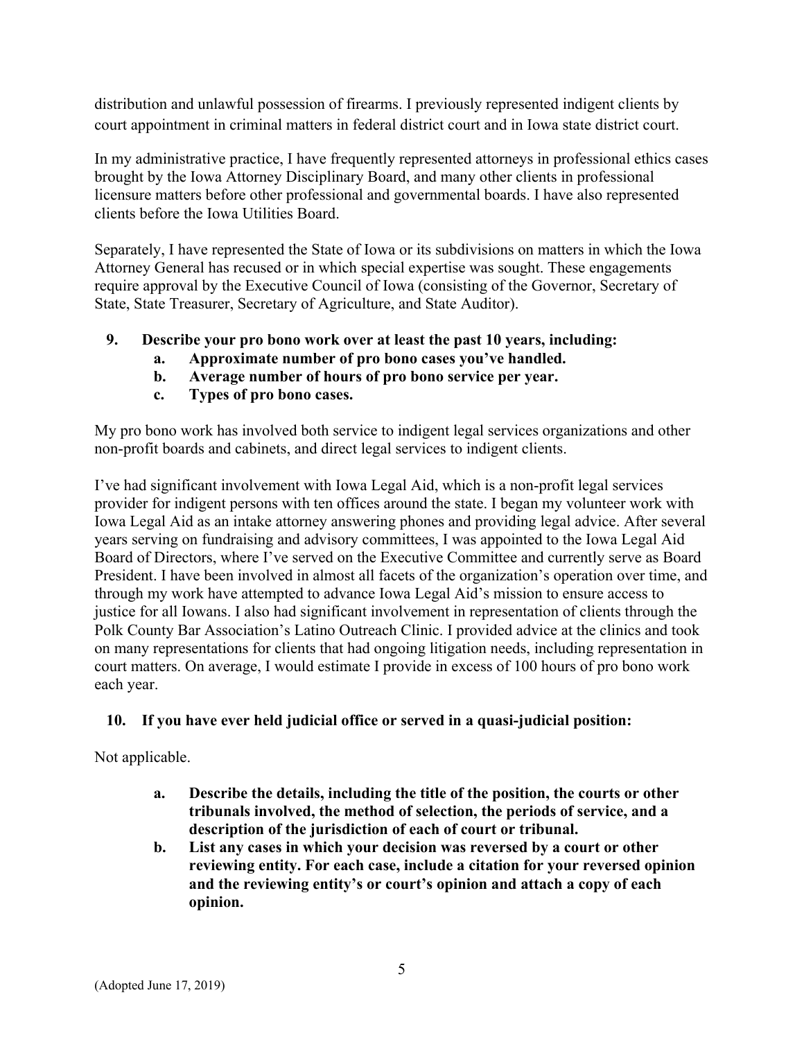distribution and unlawful possession of firearms. I previously represented indigent clients by court appointment in criminal matters in federal district court and in Iowa state district court.

In my administrative practice, I have frequently represented attorneys in professional ethics cases brought by the Iowa Attorney Disciplinary Board, and many other clients in professional licensure matters before other professional and governmental boards. I have also represented clients before the Iowa Utilities Board.

Separately, I have represented the State of Iowa or its subdivisions on matters in which the Iowa Attorney General has recused or in which special expertise was sought. These engagements require approval by the Executive Council of Iowa (consisting of the Governor, Secretary of State, State Treasurer, Secretary of Agriculture, and State Auditor).

**9. Describe your pro bono work over at least the past 10 years, including:**

- **a. Approximate number of pro bono cases you've handled.**
- **b. Average number of hours of pro bono service per year.**
- **c. Types of pro bono cases.**

My pro bono work has involved both service to indigent legal services organizations and other non-profit boards and cabinets, and direct legal services to indigent clients.

I've had significant involvement with Iowa Legal Aid, which is a non-profit legal services provider for indigent persons with ten offices around the state. I began my volunteer work with Iowa Legal Aid as an intake attorney answering phones and providing legal advice. After several years serving on fundraising and advisory committees, I was appointed to the Iowa Legal Aid Board of Directors, where I've served on the Executive Committee and currently serve as Board President. I have been involved in almost all facets of the organization's operation over time, and through my work have attempted to advance Iowa Legal Aid's mission to ensure access to justice for all Iowans. I also had significant involvement in representation of clients through the Polk County Bar Association's Latino Outreach Clinic. I provided advice at the clinics and took on many representations for clients that had ongoing litigation needs, including representation in court matters. On average, I would estimate I provide in excess of 100 hours of pro bono work each year.

**10. If you have ever held judicial office or served in a quasi-judicial position:**

Not applicable.

- **a. Describe the details, including the title of the position, the courts or other tribunals involved, the method of selection, the periods of service, and a description of the jurisdiction of each of court or tribunal.**
- **b. List any cases in which your decision was reversed by a court or other reviewing entity. For each case, include a citation for your reversed opinion and the reviewing entity's or court's opinion and attach a copy of each opinion.**

(Adopted June 17, 2019)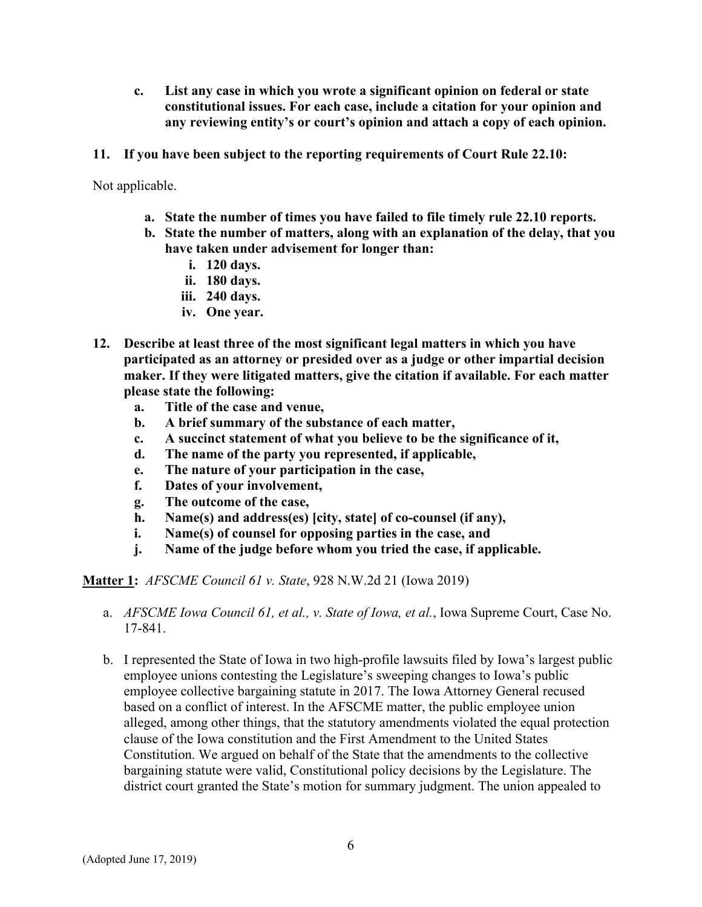- **c. List any case in which you wrote a significant opinion on federal or state constitutional issues. For each case, include a citation for your opinion and any reviewing entity's or court's opinion and attach a copy of each opinion.**

**11. If you have been subject to the reporting requirements of Court Rule 22.10:**

Not applicable.

- **a. State the number of times you have failed to file timely rule 22.10 reports.**
- **b. State the number of matters, along with an explanation of the delay, that you have taken under advisement for longer than:**
  - **i. 120 days.**
  - **ii. 180 days.**
  - **iii. 240 days.**
  - **iv. One year.**

**12. Describe at least three of the most significant legal matters in which you have participated as an attorney or presided over as a judge or other impartial decision maker. If they were litigated matters, give the citation if available. For each matter please state the following:**

- **a. Title of the case and venue,**
- **b. A brief summary of the substance of each matter,**
- **c. A succinct statement of what you believe to be the significance of it,**
- **d. The name of the party you represented, if applicable,**
- **e. The nature of your participation in the case,**
- **f. Dates of your involvement,**
- **g. The outcome of the case,**
- **h. Name(s) and address(es) [city, state] of co-counsel (if any),**
- **i. Name(s) of counsel for opposing parties in the case, and**
- **j. Name of the judge before whom you tried the case, if applicable.**

**<u>Matter 1</u>:** *AFSCME Council 61 v. State*, 928 N.W.2d 21 (Iowa 2019)

a. *AFSCME Iowa Council 61, et al., v. State of Iowa, et al.*, Iowa Supreme Court, Case No. 17-841.

b. I represented the State of Iowa in two high-profile lawsuits filed by Iowa's largest public employee unions contesting the Legislature's sweeping changes to Iowa's public employee collective bargaining statute in 2017. The Iowa Attorney General recused based on a conflict of interest. In the AFSCME matter, the public employee union alleged, among other things, that the statutory amendments violated the equal protection clause of the Iowa constitution and the First Amendment to the United States Constitution. We argued on behalf of the State that the amendments to the collective bargaining statute were valid, Constitutional policy decisions by the Legislature. The district court granted the State's motion for summary judgment. The union appealed to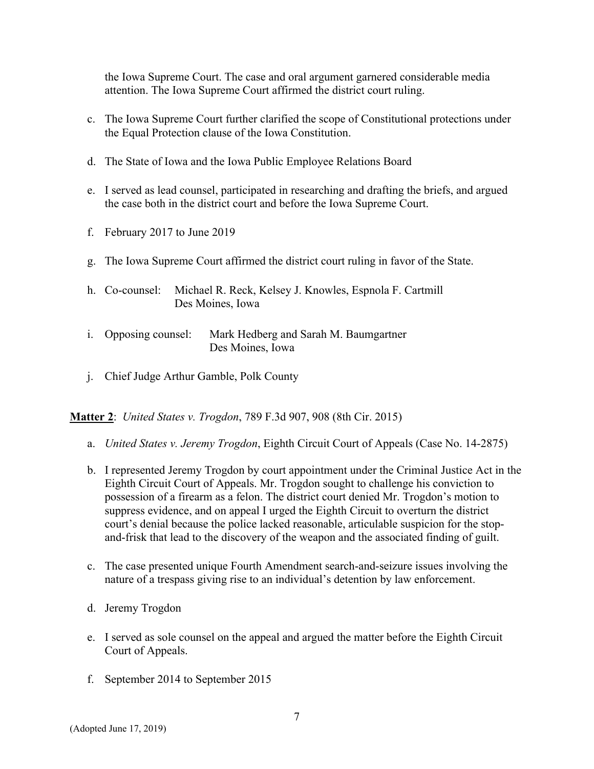the Iowa Supreme Court. The case and oral argument garnered considerable media attention. The Iowa Supreme Court affirmed the district court ruling.

c. The Iowa Supreme Court further clarified the scope of Constitutional protections under the Equal Protection clause of the Iowa Constitution.

d. The State of Iowa and the Iowa Public Employee Relations Board

e. I served as lead counsel, participated in researching and drafting the briefs, and argued the case both in the district court and before the Iowa Supreme Court.

f. February 2017 to June 2019

g. The Iowa Supreme Court affirmed the district court ruling in favor of the State.

h. Co-counsel: Michael R. Reck, Kelsey J. Knowles, Espnola F. Cartmill
Des Moines, Iowa

i. Opposing counsel: Mark Hedberg and Sarah M. Baumgartner
Des Moines, Iowa

j. Chief Judge Arthur Gamble, Polk County

**Matter 2**: *United States v. Trogdon*, 789 F.3d 907, 908 (8th Cir. 2015)

a. *United States v. Jeremy Trogdon*, Eighth Circuit Court of Appeals (Case No. 14-2875)

b. I represented Jeremy Trogdon by court appointment under the Criminal Justice Act in the Eighth Circuit Court of Appeals. Mr. Trogdon sought to challenge his conviction to possession of a firearm as a felon. The district court denied Mr. Trogdon's motion to suppress evidence, and on appeal I urged the Eighth Circuit to overturn the district court's denial because the police lacked reasonable, articulable suspicion for the stop-and-frisk that lead to the discovery of the weapon and the associated finding of guilt.

c. The case presented unique Fourth Amendment search-and-seizure issues involving the nature of a trespass giving rise to an individual's detention by law enforcement.

d. Jeremy Trogdon

e. I served as sole counsel on the appeal and argued the matter before the Eighth Circuit Court of Appeals.

f. September 2014 to September 2015

(Adopted June 17, 2019)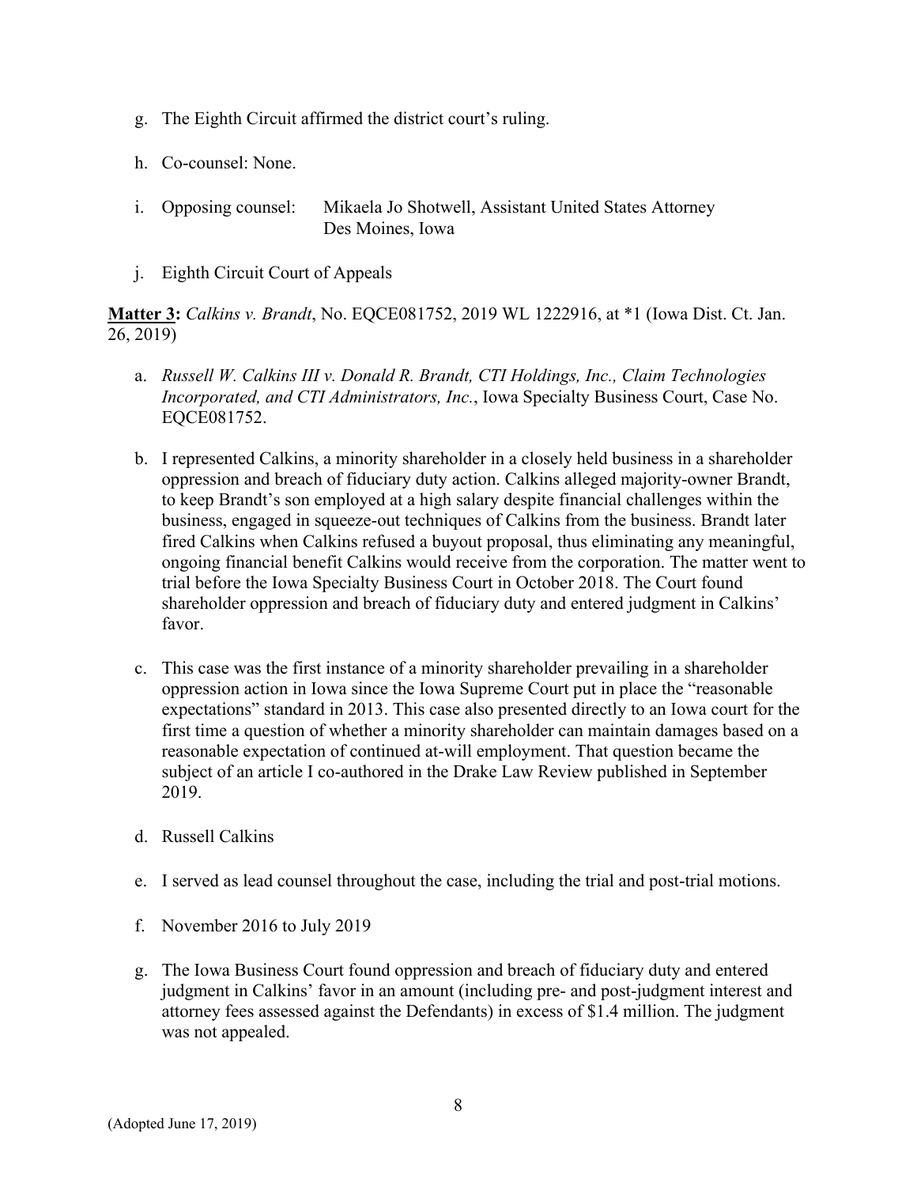g. The Eighth Circuit affirmed the district court's ruling.

h. Co-counsel: None.

i. Opposing counsel: Mikaela Jo Shotwell, Assistant United States Attorney
   Des Moines, Iowa

j. Eighth Circuit Court of Appeals

**Matter 3:** *Calkins v. Brandt*, No. EQCE081752, 2019 WL 1222916, at *1 (Iowa Dist. Ct. Jan. 26, 2019)

a. *Russell W. Calkins III v. Donald R. Brandt, CTI Holdings, Inc., Claim Technologies Incorporated, and CTI Administrators, Inc.*, Iowa Specialty Business Court, Case No. EQCE081752.

b. I represented Calkins, a minority shareholder in a closely held business in a shareholder oppression and breach of fiduciary duty action. Calkins alleged majority-owner Brandt, to keep Brandt's son employed at a high salary despite financial challenges within the business, engaged in squeeze-out techniques of Calkins from the business. Brandt later fired Calkins when Calkins refused a buyout proposal, thus eliminating any meaningful, ongoing financial benefit Calkins would receive from the corporation. The matter went to trial before the Iowa Specialty Business Court in October 2018. The Court found shareholder oppression and breach of fiduciary duty and entered judgment in Calkins' favor.

c. This case was the first instance of a minority shareholder prevailing in a shareholder oppression action in Iowa since the Iowa Supreme Court put in place the "reasonable expectations" standard in 2013. This case also presented directly to an Iowa court for the first time a question of whether a minority shareholder can maintain damages based on a reasonable expectation of continued at-will employment. That question became the subject of an article I co-authored in the Drake Law Review published in September 2019.

d. Russell Calkins

e. I served as lead counsel throughout the case, including the trial and post-trial motions.

f. November 2016 to July 2019

g. The Iowa Business Court found oppression and breach of fiduciary duty and entered judgment in Calkins' favor in an amount (including pre- and post-judgment interest and attorney fees assessed against the Defendants) in excess of $1.4 million. The judgment was not appealed.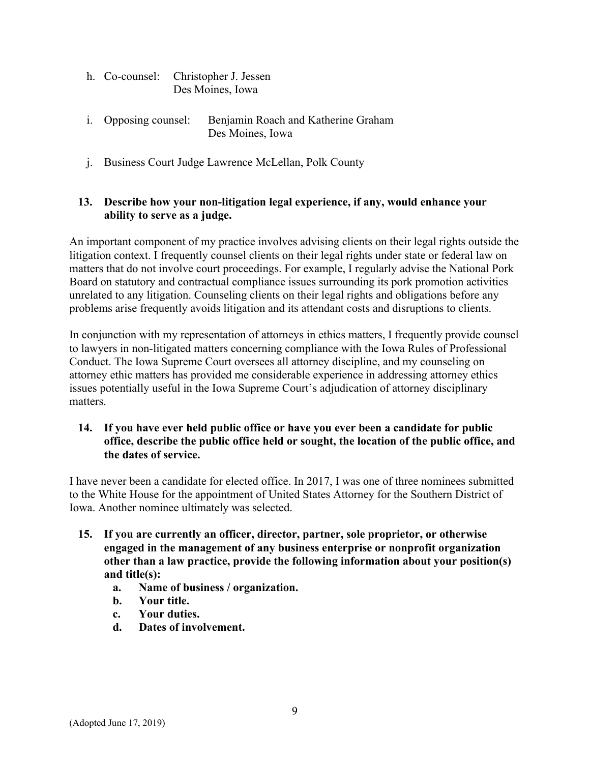h. Co-counsel: Christopher J. Jessen
   Des Moines, Iowa

i. Opposing counsel: Benjamin Roach and Katherine Graham
   Des Moines, Iowa

j. Business Court Judge Lawrence McLellan, Polk County

**13. Describe how your non-litigation legal experience, if any, would enhance your ability to serve as a judge.**

An important component of my practice involves advising clients on their legal rights outside the litigation context. I frequently counsel clients on their legal rights under state or federal law on matters that do not involve court proceedings. For example, I regularly advise the National Pork Board on statutory and contractual compliance issues surrounding its pork promotion activities unrelated to any litigation. Counseling clients on their legal rights and obligations before any problems arise frequently avoids litigation and its attendant costs and disruptions to clients.

In conjunction with my representation of attorneys in ethics matters, I frequently provide counsel to lawyers in non-litigated matters concerning compliance with the Iowa Rules of Professional Conduct. The Iowa Supreme Court oversees all attorney discipline, and my counseling on attorney ethic matters has provided me considerable experience in addressing attorney ethics issues potentially useful in the Iowa Supreme Court's adjudication of attorney disciplinary matters.

**14. If you have ever held public office or have you ever been a candidate for public office, describe the public office held or sought, the location of the public office, and the dates of service.**

I have never been a candidate for elected office. In 2017, I was one of three nominees submitted to the White House for the appointment of United States Attorney for the Southern District of Iowa. Another nominee ultimately was selected.

**15. If you are currently an officer, director, partner, sole proprietor, or otherwise engaged in the management of any business enterprise or nonprofit organization other than a law practice, provide the following information about your position(s) and title(s):**

   **a. Name of business / organization.**
   **b. Your title.**
   **c. Your duties.**
   **d. Dates of involvement.**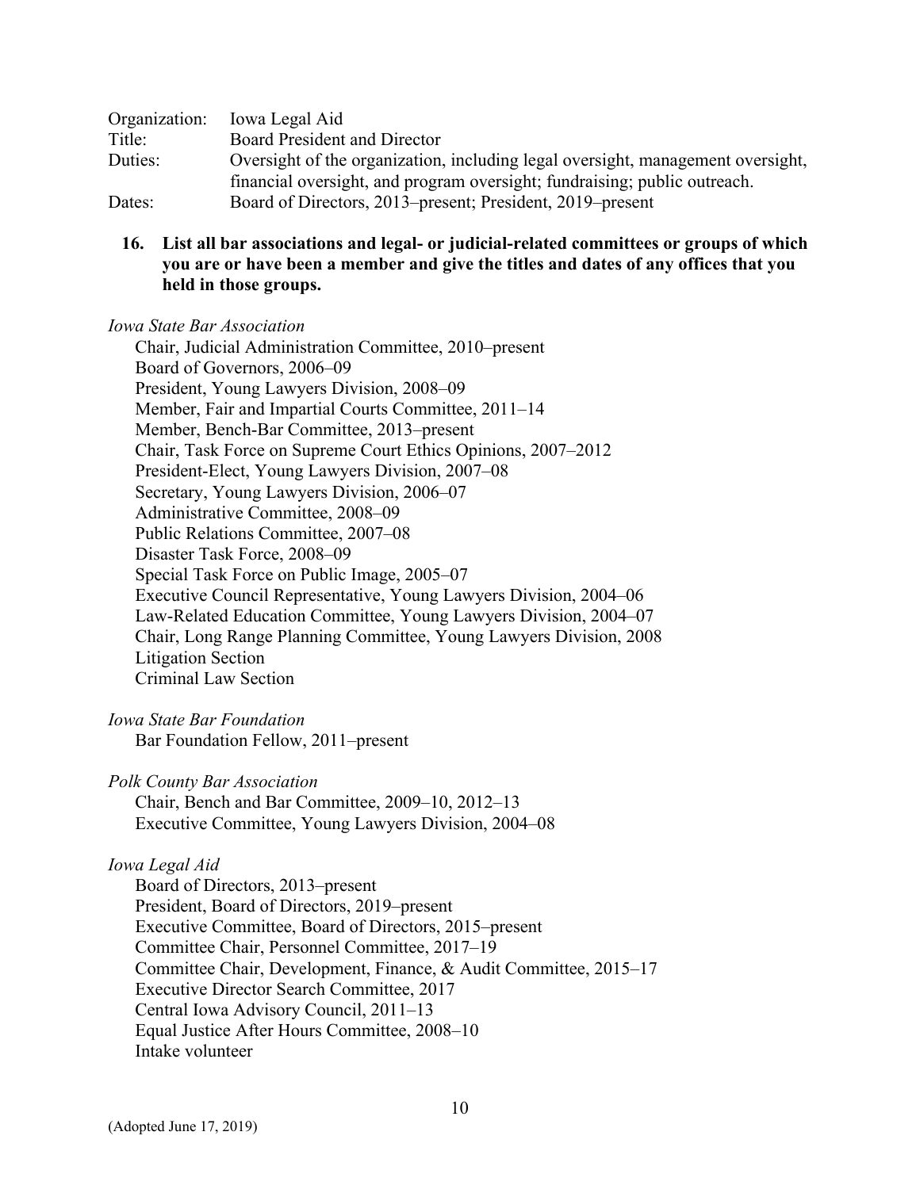Organization: Iowa Legal Aid
Title: Board President and Director
Duties: Oversight of the organization, including legal oversight, management oversight, financial oversight, and program oversight; fundraising; public outreach.
Dates: Board of Directors, 2013–present; President, 2019–present

**16. List all bar associations and legal- or judicial-related committees or groups of which you are or have been a member and give the titles and dates of any offices that you held in those groups.**

*Iowa State Bar Association*

Chair, Judicial Administration Committee, 2010–present
Board of Governors, 2006–09
President, Young Lawyers Division, 2008–09
Member, Fair and Impartial Courts Committee, 2011–14
Member, Bench-Bar Committee, 2013–present
Chair, Task Force on Supreme Court Ethics Opinions, 2007–2012
President-Elect, Young Lawyers Division, 2007–08
Secretary, Young Lawyers Division, 2006–07
Administrative Committee, 2008–09
Public Relations Committee, 2007–08
Disaster Task Force, 2008–09
Special Task Force on Public Image, 2005–07
Executive Council Representative, Young Lawyers Division, 2004–06
Law-Related Education Committee, Young Lawyers Division, 2004–07
Chair, Long Range Planning Committee, Young Lawyers Division, 2008
Litigation Section
Criminal Law Section

*Iowa State Bar Foundation*

Bar Foundation Fellow, 2011–present

*Polk County Bar Association*

Chair, Bench and Bar Committee, 2009–10, 2012–13
Executive Committee, Young Lawyers Division, 2004–08

*Iowa Legal Aid*

Board of Directors, 2013–present
President, Board of Directors, 2019–present
Executive Committee, Board of Directors, 2015–present
Committee Chair, Personnel Committee, 2017–19
Committee Chair, Development, Finance, & Audit Committee, 2015–17
Executive Director Search Committee, 2017
Central Iowa Advisory Council, 2011–13
Equal Justice After Hours Committee, 2008–10
Intake volunteer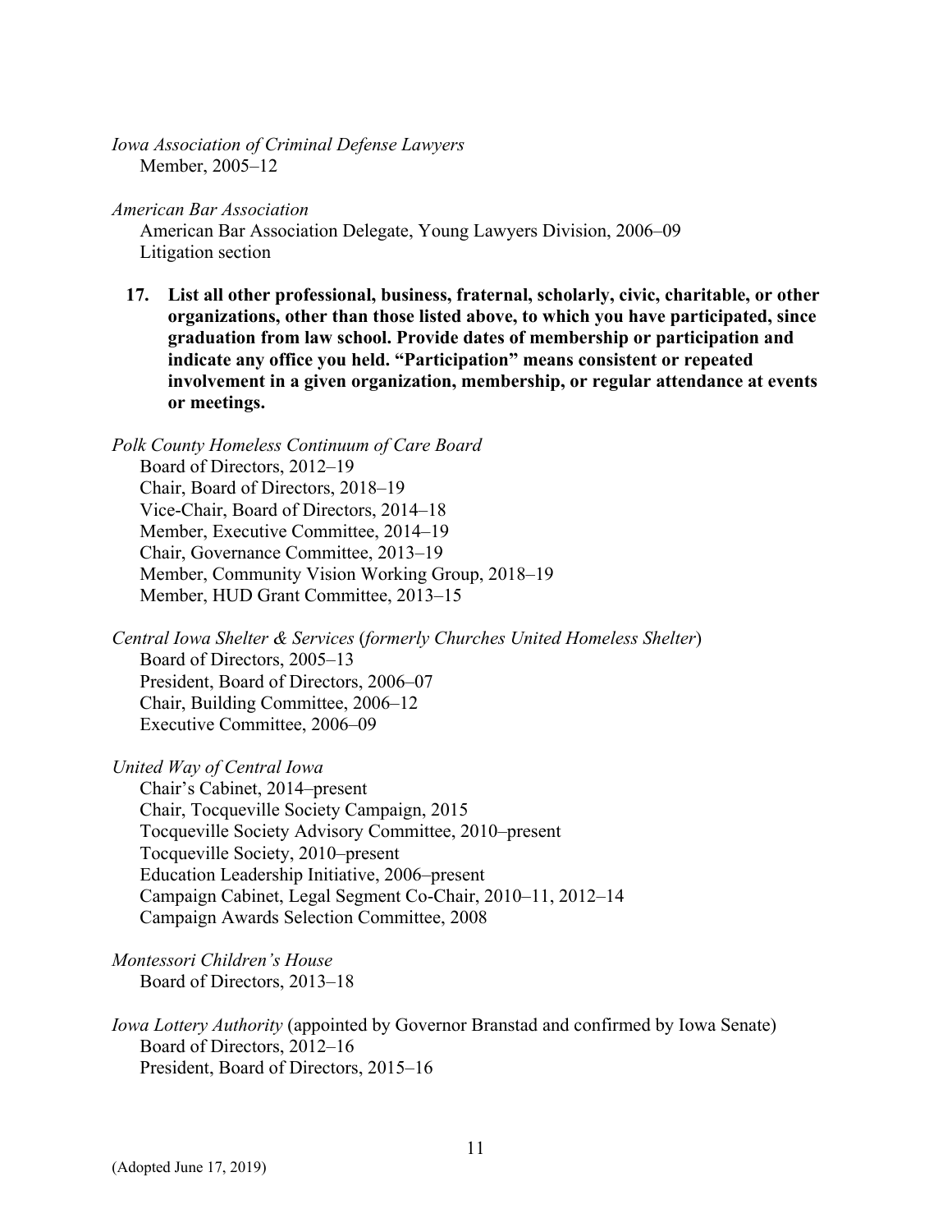*Iowa Association of Criminal Defense Lawyers*
Member, 2005–12

*American Bar Association*
American Bar Association Delegate, Young Lawyers Division, 2006–09
Litigation section

**17. List all other professional, business, fraternal, scholarly, civic, charitable, or other organizations, other than those listed above, to which you have participated, since graduation from law school. Provide dates of membership or participation and indicate any office you held. "Participation" means consistent or repeated involvement in a given organization, membership, or regular attendance at events or meetings.**

*Polk County Homeless Continuum of Care Board*
Board of Directors, 2012–19
Chair, Board of Directors, 2018–19
Vice-Chair, Board of Directors, 2014–18
Member, Executive Committee, 2014–19
Chair, Governance Committee, 2013–19
Member, Community Vision Working Group, 2018–19
Member, HUD Grant Committee, 2013–15

*Central Iowa Shelter & Services* (*formerly Churches United Homeless Shelter*)
Board of Directors, 2005–13
President, Board of Directors, 2006–07
Chair, Building Committee, 2006–12
Executive Committee, 2006–09

*United Way of Central Iowa*
Chair's Cabinet, 2014–present
Chair, Tocqueville Society Campaign, 2015
Tocqueville Society Advisory Committee, 2010–present
Tocqueville Society, 2010–present
Education Leadership Initiative, 2006–present
Campaign Cabinet, Legal Segment Co-Chair, 2010–11, 2012–14
Campaign Awards Selection Committee, 2008

*Montessori Children's House*
Board of Directors, 2013–18

*Iowa Lottery Authority* (appointed by Governor Branstad and confirmed by Iowa Senate)
Board of Directors, 2012–16
President, Board of Directors, 2015–16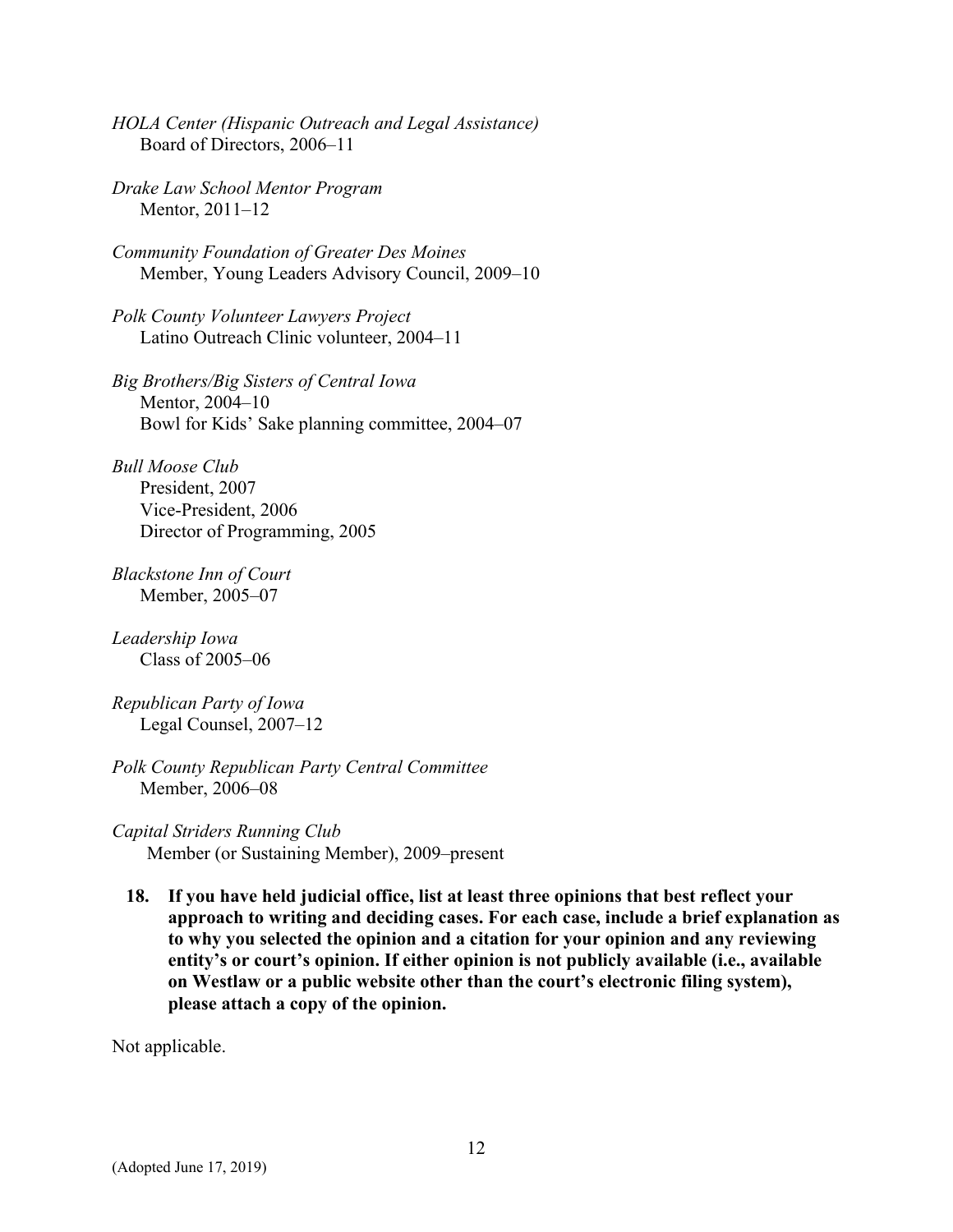*HOLA Center (Hispanic Outreach and Legal Assistance)*
Board of Directors, 2006–11

*Drake Law School Mentor Program*
Mentor, 2011–12

*Community Foundation of Greater Des Moines*
Member, Young Leaders Advisory Council, 2009–10

*Polk County Volunteer Lawyers Project*
Latino Outreach Clinic volunteer, 2004–11

*Big Brothers/Big Sisters of Central Iowa*
Mentor, 2004–10
Bowl for Kids' Sake planning committee, 2004–07

*Bull Moose Club*
President, 2007
Vice-President, 2006
Director of Programming, 2005

*Blackstone Inn of Court*
Member, 2005–07

*Leadership Iowa*
Class of 2005–06

*Republican Party of Iowa*
Legal Counsel, 2007–12

*Polk County Republican Party Central Committee*
Member, 2006–08

*Capital Striders Running Club*
Member (or Sustaining Member), 2009–present

**18. If you have held judicial office, list at least three opinions that best reflect your approach to writing and deciding cases. For each case, include a brief explanation as to why you selected the opinion and a citation for your opinion and any reviewing entity's or court's opinion. If either opinion is not publicly available (i.e., available on Westlaw or a public website other than the court's electronic filing system), please attach a copy of the opinion.**

Not applicable.

(Adopted June 17, 2019)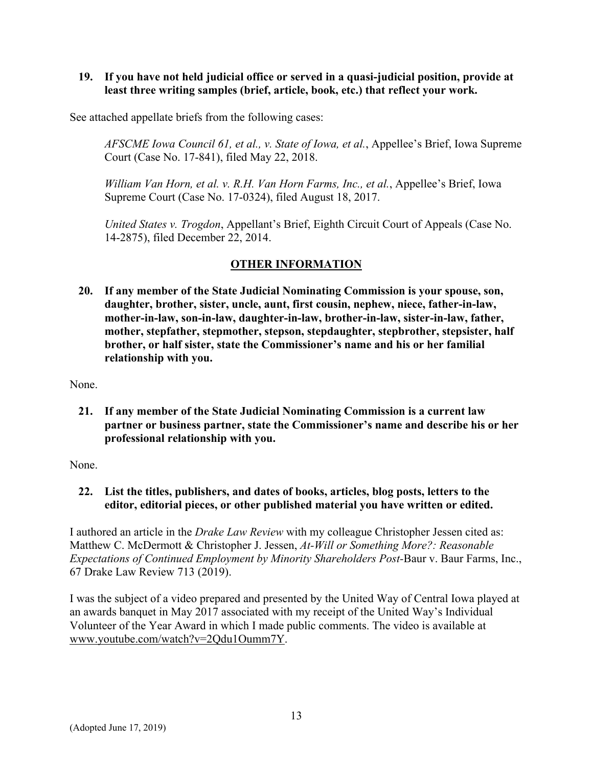**19. If you have not held judicial office or served in a quasi-judicial position, provide at least three writing samples (brief, article, book, etc.) that reflect your work.**

See attached appellate briefs from the following cases:

> *AFSCME Iowa Council 61, et al., v. State of Iowa, et al.*, Appellee's Brief, Iowa Supreme Court (Case No. 17-841), filed May 22, 2018.
>
> *William Van Horn, et al. v. R.H. Van Horn Farms, Inc., et al.*, Appellee's Brief, Iowa Supreme Court (Case No. 17-0324), filed August 18, 2017.
>
> *United States v. Trogdon*, Appellant's Brief, Eighth Circuit Court of Appeals (Case No. 14-2875), filed December 22, 2014.

## OTHER INFORMATION

**20. If any member of the State Judicial Nominating Commission is your spouse, son, daughter, brother, sister, uncle, aunt, first cousin, nephew, niece, father-in-law, mother-in-law, son-in-law, daughter-in-law, brother-in-law, sister-in-law, father, mother, stepfather, stepmother, stepson, stepdaughter, stepbrother, stepsister, half brother, or half sister, state the Commissioner's name and his or her familial relationship with you.**

None.

**21. If any member of the State Judicial Nominating Commission is a current law partner or business partner, state the Commissioner's name and describe his or her professional relationship with you.**

None.

**22. List the titles, publishers, and dates of books, articles, blog posts, letters to the editor, editorial pieces, or other published material you have written or edited.**

I authored an article in the *Drake Law Review* with my colleague Christopher Jessen cited as: Matthew C. McDermott & Christopher J. Jessen, *At-Will or Something More?: Reasonable Expectations of Continued Employment by Minority Shareholders Post-*Baur v. Baur Farms, Inc., 67 Drake Law Review 713 (2019).

I was the subject of a video prepared and presented by the United Way of Central Iowa played at an awards banquet in May 2017 associated with my receipt of the United Way's Individual Volunteer of the Year Award in which I made public comments. The video is available at www.youtube.com/watch?v=2Qdu1Oumm7Y.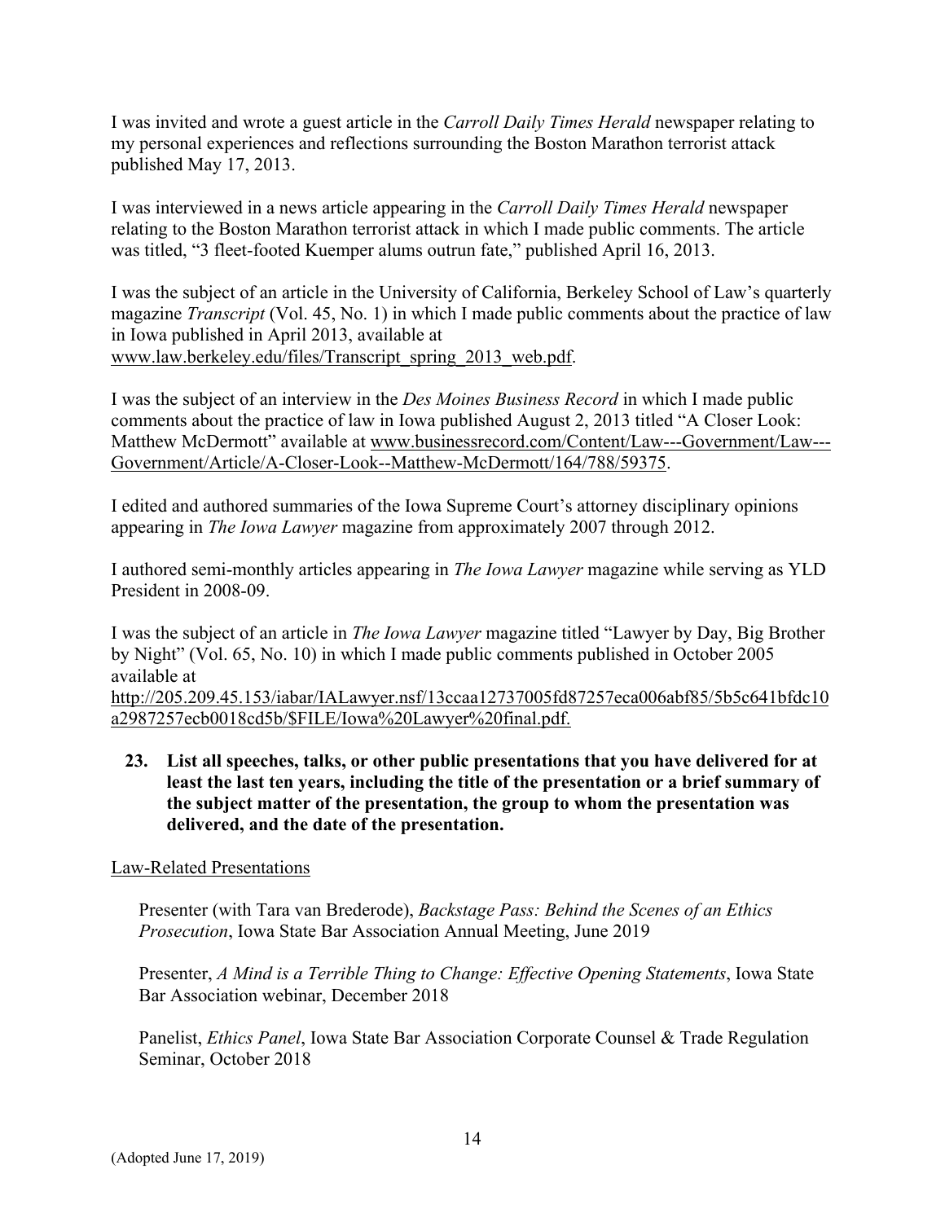I was invited and wrote a guest article in the *Carroll Daily Times Herald* newspaper relating to my personal experiences and reflections surrounding the Boston Marathon terrorist attack published May 17, 2013.

I was interviewed in a news article appearing in the *Carroll Daily Times Herald* newspaper relating to the Boston Marathon terrorist attack in which I made public comments. The article was titled, "3 fleet-footed Kuemper alums outrun fate," published April 16, 2013.

I was the subject of an article in the University of California, Berkeley School of Law's quarterly magazine *Transcript* (Vol. 45, No. 1) in which I made public comments about the practice of law in Iowa published in April 2013, available at www.law.berkeley.edu/files/Transcript_spring_2013_web.pdf.

I was the subject of an interview in the *Des Moines Business Record* in which I made public comments about the practice of law in Iowa published August 2, 2013 titled "A Closer Look: Matthew McDermott" available at www.businessrecord.com/Content/Law---Government/Law---Government/Article/A-Closer-Look--Matthew-McDermott/164/788/59375.

I edited and authored summaries of the Iowa Supreme Court's attorney disciplinary opinions appearing in *The Iowa Lawyer* magazine from approximately 2007 through 2012.

I authored semi-monthly articles appearing in *The Iowa Lawyer* magazine while serving as YLD President in 2008-09.

I was the subject of an article in *The Iowa Lawyer* magazine titled "Lawyer by Day, Big Brother by Night" (Vol. 65, No. 10) in which I made public comments published in October 2005 available at http://205.209.45.153/iabar/IALawyer.nsf/13ccaa12737005fd87257eca006abf85/5b5c641bfdc10a2987257ecb0018cd5b/$FILE/Iowa%20Lawyer%20final.pdf.

**23. List all speeches, talks, or other public presentations that you have delivered for at least the last ten years, including the title of the presentation or a brief summary of the subject matter of the presentation, the group to whom the presentation was delivered, and the date of the presentation.**

Law-Related Presentations

Presenter (with Tara van Brederode), *Backstage Pass: Behind the Scenes of an Ethics Prosecution*, Iowa State Bar Association Annual Meeting, June 2019

Presenter, *A Mind is a Terrible Thing to Change: Effective Opening Statements*, Iowa State Bar Association webinar, December 2018

Panelist, *Ethics Panel*, Iowa State Bar Association Corporate Counsel & Trade Regulation Seminar, October 2018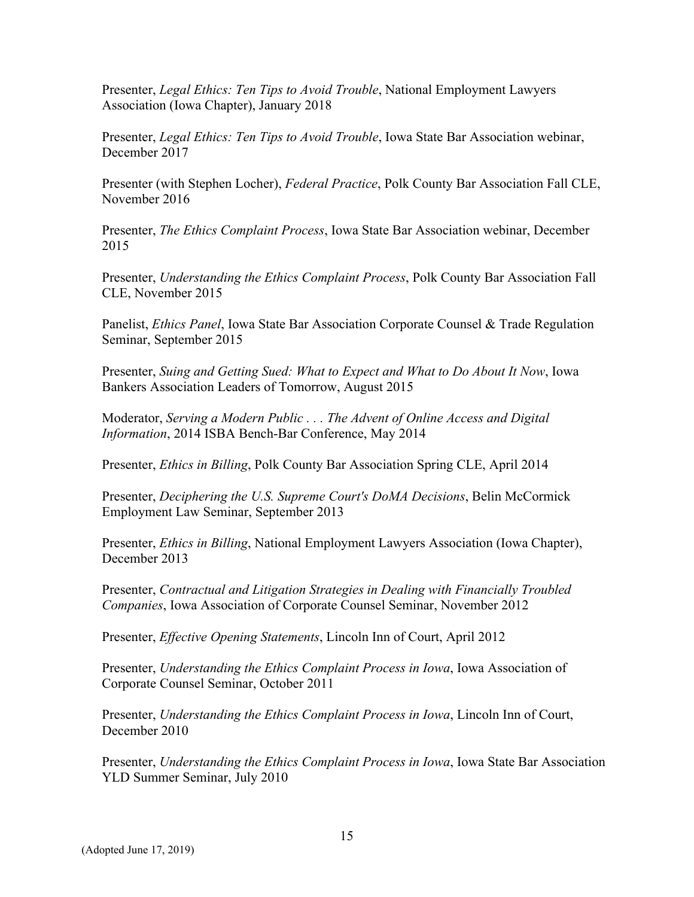Presenter, *Legal Ethics: Ten Tips to Avoid Trouble*, National Employment Lawyers Association (Iowa Chapter), January 2018

Presenter, *Legal Ethics: Ten Tips to Avoid Trouble*, Iowa State Bar Association webinar, December 2017

Presenter (with Stephen Locher), *Federal Practice*, Polk County Bar Association Fall CLE, November 2016

Presenter, *The Ethics Complaint Process*, Iowa State Bar Association webinar, December 2015

Presenter, *Understanding the Ethics Complaint Process*, Polk County Bar Association Fall CLE, November 2015

Panelist, *Ethics Panel*, Iowa State Bar Association Corporate Counsel & Trade Regulation Seminar, September 2015

Presenter, *Suing and Getting Sued: What to Expect and What to Do About It Now*, Iowa Bankers Association Leaders of Tomorrow, August 2015

Moderator, *Serving a Modern Public . . . The Advent of Online Access and Digital Information*, 2014 ISBA Bench-Bar Conference, May 2014

Presenter, *Ethics in Billing*, Polk County Bar Association Spring CLE, April 2014

Presenter, *Deciphering the U.S. Supreme Court's DoMA Decisions*, Belin McCormick Employment Law Seminar, September 2013

Presenter, *Ethics in Billing*, National Employment Lawyers Association (Iowa Chapter), December 2013

Presenter, *Contractual and Litigation Strategies in Dealing with Financially Troubled Companies*, Iowa Association of Corporate Counsel Seminar, November 2012

Presenter, *Effective Opening Statements*, Lincoln Inn of Court, April 2012

Presenter, *Understanding the Ethics Complaint Process in Iowa*, Iowa Association of Corporate Counsel Seminar, October 2011

Presenter, *Understanding the Ethics Complaint Process in Iowa*, Lincoln Inn of Court, December 2010

Presenter, *Understanding the Ethics Complaint Process in Iowa*, Iowa State Bar Association YLD Summer Seminar, July 2010

(Adopted June 17, 2019)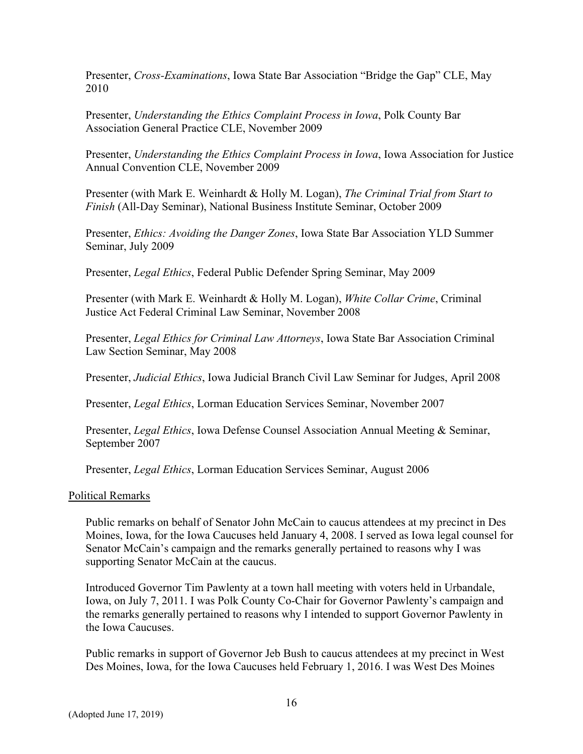Presenter, *Cross-Examinations*, Iowa State Bar Association "Bridge the Gap" CLE, May 2010

Presenter, *Understanding the Ethics Complaint Process in Iowa*, Polk County Bar Association General Practice CLE, November 2009

Presenter, *Understanding the Ethics Complaint Process in Iowa*, Iowa Association for Justice Annual Convention CLE, November 2009

Presenter (with Mark E. Weinhardt & Holly M. Logan), *The Criminal Trial from Start to Finish* (All-Day Seminar), National Business Institute Seminar, October 2009

Presenter, *Ethics: Avoiding the Danger Zones*, Iowa State Bar Association YLD Summer Seminar, July 2009

Presenter, *Legal Ethics*, Federal Public Defender Spring Seminar, May 2009

Presenter (with Mark E. Weinhardt & Holly M. Logan), *White Collar Crime*, Criminal Justice Act Federal Criminal Law Seminar, November 2008

Presenter, *Legal Ethics for Criminal Law Attorneys*, Iowa State Bar Association Criminal Law Section Seminar, May 2008

Presenter, *Judicial Ethics*, Iowa Judicial Branch Civil Law Seminar for Judges, April 2008

Presenter, *Legal Ethics*, Lorman Education Services Seminar, November 2007

Presenter, *Legal Ethics*, Iowa Defense Counsel Association Annual Meeting & Seminar, September 2007

Presenter, *Legal Ethics*, Lorman Education Services Seminar, August 2006

Political Remarks

Public remarks on behalf of Senator John McCain to caucus attendees at my precinct in Des Moines, Iowa, for the Iowa Caucuses held January 4, 2008. I served as Iowa legal counsel for Senator McCain's campaign and the remarks generally pertained to reasons why I was supporting Senator McCain at the caucus.

Introduced Governor Tim Pawlenty at a town hall meeting with voters held in Urbandale, Iowa, on July 7, 2011. I was Polk County Co-Chair for Governor Pawlenty's campaign and the remarks generally pertained to reasons why I intended to support Governor Pawlenty in the Iowa Caucuses.

Public remarks in support of Governor Jeb Bush to caucus attendees at my precinct in West Des Moines, Iowa, for the Iowa Caucuses held February 1, 2016. I was West Des Moines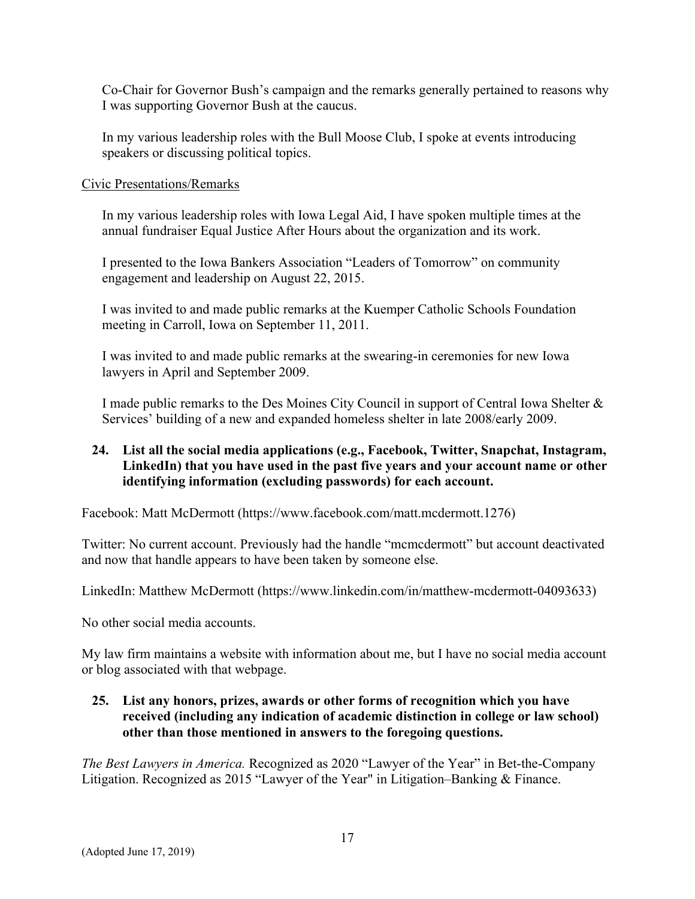Co-Chair for Governor Bush's campaign and the remarks generally pertained to reasons why I was supporting Governor Bush at the caucus.

In my various leadership roles with the Bull Moose Club, I spoke at events introducing speakers or discussing political topics.

Civic Presentations/Remarks

In my various leadership roles with Iowa Legal Aid, I have spoken multiple times at the annual fundraiser Equal Justice After Hours about the organization and its work.

I presented to the Iowa Bankers Association "Leaders of Tomorrow" on community engagement and leadership on August 22, 2015.

I was invited to and made public remarks at the Kuemper Catholic Schools Foundation meeting in Carroll, Iowa on September 11, 2011.

I was invited to and made public remarks at the swearing-in ceremonies for new Iowa lawyers in April and September 2009.

I made public remarks to the Des Moines City Council in support of Central Iowa Shelter & Services' building of a new and expanded homeless shelter in late 2008/early 2009.

**24. List all the social media applications (e.g., Facebook, Twitter, Snapchat, Instagram, LinkedIn) that you have used in the past five years and your account name or other identifying information (excluding passwords) for each account.**

Facebook: Matt McDermott (https://www.facebook.com/matt.mcdermott.1276)

Twitter: No current account. Previously had the handle "mcmcdermott" but account deactivated and now that handle appears to have been taken by someone else.

LinkedIn: Matthew McDermott (https://www.linkedin.com/in/matthew-mcdermott-04093633)

No other social media accounts.

My law firm maintains a website with information about me, but I have no social media account or blog associated with that webpage.

**25. List any honors, prizes, awards or other forms of recognition which you have received (including any indication of academic distinction in college or law school) other than those mentioned in answers to the foregoing questions.**

*The Best Lawyers in America.* Recognized as 2020 "Lawyer of the Year" in Bet-the-Company Litigation. Recognized as 2015 "Lawyer of the Year" in Litigation–Banking & Finance.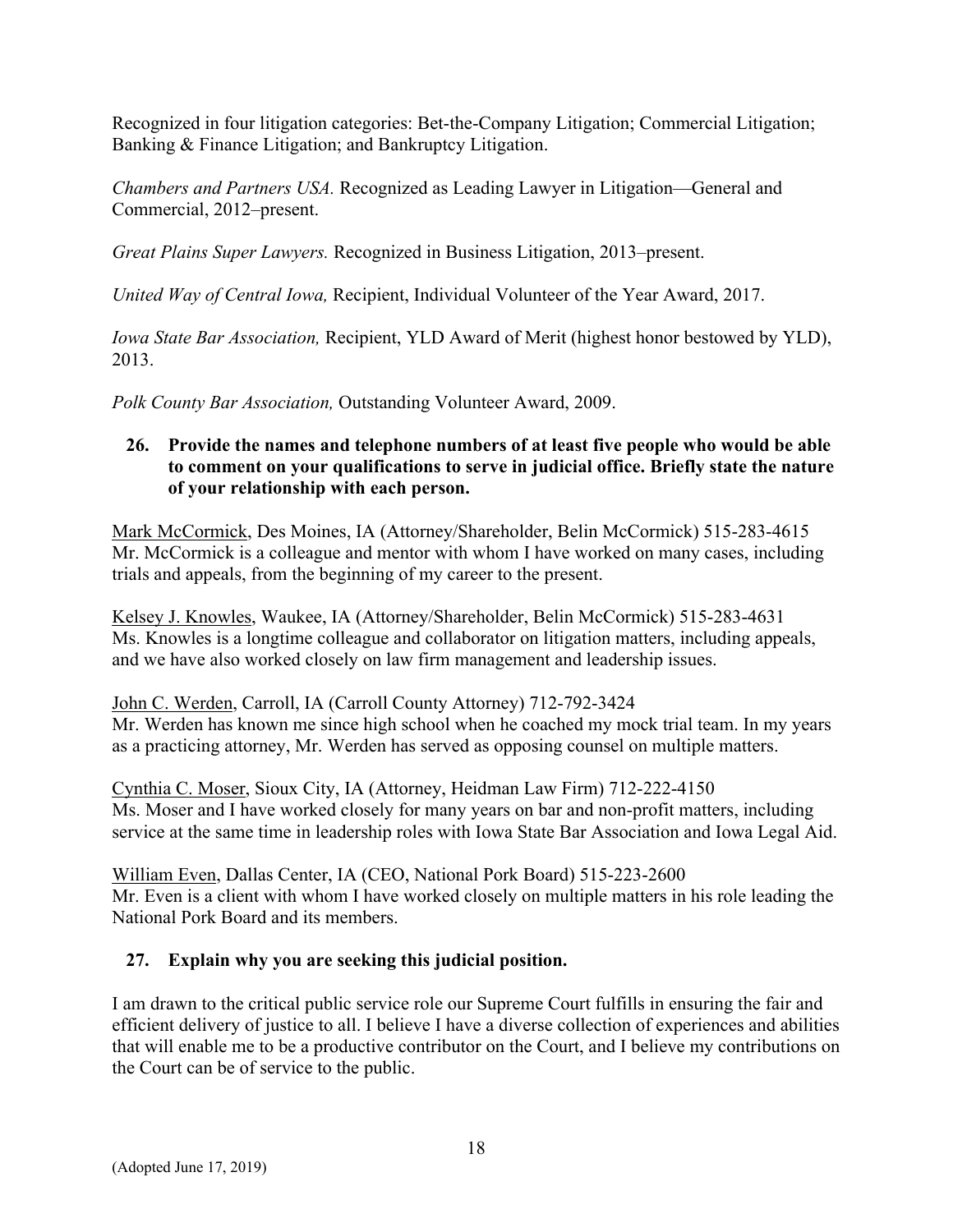Recognized in four litigation categories: Bet-the-Company Litigation; Commercial Litigation; Banking & Finance Litigation; and Bankruptcy Litigation.

*Chambers and Partners USA.* Recognized as Leading Lawyer in Litigation—General and Commercial, 2012–present.

*Great Plains Super Lawyers.* Recognized in Business Litigation, 2013–present.

*United Way of Central Iowa,* Recipient, Individual Volunteer of the Year Award, 2017.

*Iowa State Bar Association,* Recipient, YLD Award of Merit (highest honor bestowed by YLD), 2013.

*Polk County Bar Association,* Outstanding Volunteer Award, 2009.

**26. Provide the names and telephone numbers of at least five people who would be able to comment on your qualifications to serve in judicial office. Briefly state the nature of your relationship with each person.**

Mark McCormick, Des Moines, IA (Attorney/Shareholder, Belin McCormick) 515-283-4615
Mr. McCormick is a colleague and mentor with whom I have worked on many cases, including trials and appeals, from the beginning of my career to the present.

Kelsey J. Knowles, Waukee, IA (Attorney/Shareholder, Belin McCormick) 515-283-4631
Ms. Knowles is a longtime colleague and collaborator on litigation matters, including appeals, and we have also worked closely on law firm management and leadership issues.

John C. Werden, Carroll, IA (Carroll County Attorney) 712-792-3424
Mr. Werden has known me since high school when he coached my mock trial team. In my years as a practicing attorney, Mr. Werden has served as opposing counsel on multiple matters.

Cynthia C. Moser, Sioux City, IA (Attorney, Heidman Law Firm) 712-222-4150
Ms. Moser and I have worked closely for many years on bar and non-profit matters, including service at the same time in leadership roles with Iowa State Bar Association and Iowa Legal Aid.

William Even, Dallas Center, IA (CEO, National Pork Board) 515-223-2600
Mr. Even is a client with whom I have worked closely on multiple matters in his role leading the National Pork Board and its members.

**27. Explain why you are seeking this judicial position.**

I am drawn to the critical public service role our Supreme Court fulfills in ensuring the fair and efficient delivery of justice to all. I believe I have a diverse collection of experiences and abilities that will enable me to be a productive contributor on the Court, and I believe my contributions on the Court can be of service to the public.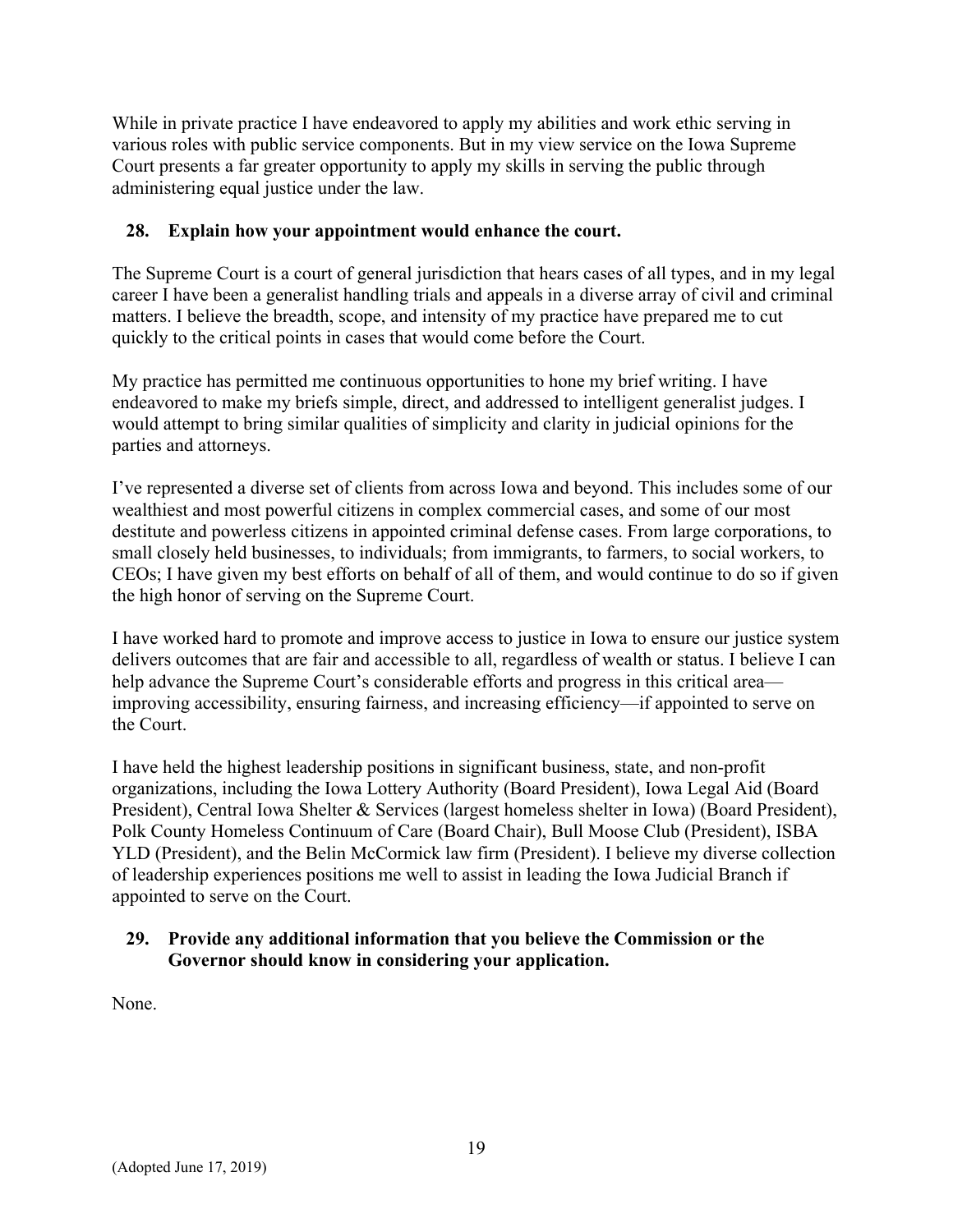While in private practice I have endeavored to apply my abilities and work ethic serving in various roles with public service components. But in my view service on the Iowa Supreme Court presents a far greater opportunity to apply my skills in serving the public through administering equal justice under the law.

**28. Explain how your appointment would enhance the court.**

The Supreme Court is a court of general jurisdiction that hears cases of all types, and in my legal career I have been a generalist handling trials and appeals in a diverse array of civil and criminal matters. I believe the breadth, scope, and intensity of my practice have prepared me to cut quickly to the critical points in cases that would come before the Court.

My practice has permitted me continuous opportunities to hone my brief writing. I have endeavored to make my briefs simple, direct, and addressed to intelligent generalist judges. I would attempt to bring similar qualities of simplicity and clarity in judicial opinions for the parties and attorneys.

I've represented a diverse set of clients from across Iowa and beyond. This includes some of our wealthiest and most powerful citizens in complex commercial cases, and some of our most destitute and powerless citizens in appointed criminal defense cases. From large corporations, to small closely held businesses, to individuals; from immigrants, to farmers, to social workers, to CEOs; I have given my best efforts on behalf of all of them, and would continue to do so if given the high honor of serving on the Supreme Court.

I have worked hard to promote and improve access to justice in Iowa to ensure our justice system delivers outcomes that are fair and accessible to all, regardless of wealth or status. I believe I can help advance the Supreme Court's considerable efforts and progress in this critical area—improving accessibility, ensuring fairness, and increasing efficiency—if appointed to serve on the Court.

I have held the highest leadership positions in significant business, state, and non-profit organizations, including the Iowa Lottery Authority (Board President), Iowa Legal Aid (Board President), Central Iowa Shelter & Services (largest homeless shelter in Iowa) (Board President), Polk County Homeless Continuum of Care (Board Chair), Bull Moose Club (President), ISBA YLD (President), and the Belin McCormick law firm (President). I believe my diverse collection of leadership experiences positions me well to assist in leading the Iowa Judicial Branch if appointed to serve on the Court.

**29. Provide any additional information that you believe the Commission or the Governor should know in considering your application.**

None.

(Adopted June 17, 2019)